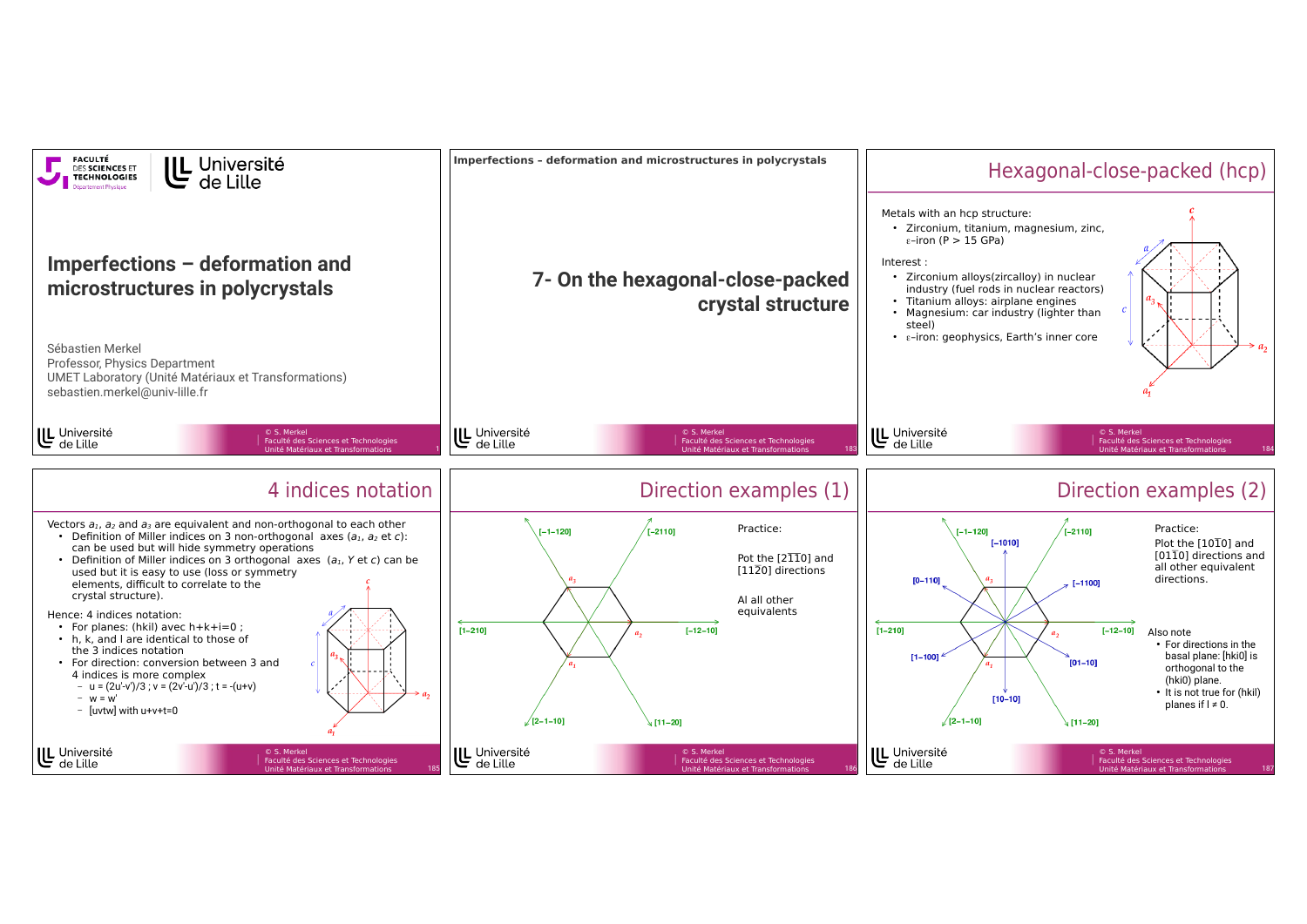# Imperfections – deformation and microstructures in polycrystals

Sébastien Merkel
Professor, Physics Department
UMET Laboratory (Unité Matériaux et Transformations)
sebastien.merkel@univ-lille.fr

---

Imperfections – deformation and microstructures in polycrystals

## 7- On the hexagonal-close-packed crystal structure

---

## Hexagonal-close-packed (hcp)

Metals with an hcp structure:

- Zirconium, titanium, magnesium, zinc, ε–iron (P > 15 GPa)

Interest :

- Zirconium alloys(zircalloy) in nuclear industry (fuel rods in nuclear reactors)
- Titanium alloys: airplane engines
- Magnesium: car industry (lighter than steel)
- ε-iron: geophysics, Earth's inner core

---

## 4 indices notation

Vectors $a_1$, $a_2$ and $a_3$ are equivalent and non-orthogonal to each other

- Definition of Miller indices on 3 non-orthogonal axes ($a_1$, $a_2$ et $c$): can be used but will hide symmetry operations
- Definition of Miller indices on 3 orthogonal axes ($a_1$, $Y$ et $c$) can be used but it is easy to use (loss or symmetry elements, difficult to correlate to the crystal structure).

Hence: 4 indices notation:

- For planes: (hkil) avec h+k+i=0 ;
- h, k, and l are identical to those of the 3 indices notation
- For direction: conversion between 3 and 4 indices is more complex
  - u = (2u'-v')/3 ; v = (2v'-u')/3 ; t = -(u+v)
  - w = w'
  - [uvtw] with u+v+t=0

---

## Direction examples (1)

Practice:

Pot the [2$\bar{1}\bar{1}$0] and [11$\bar{2}$0] directions

Al all other equivalents

---

## Direction examples (2)

Practice:

Plot the [10$\bar{1}$0] and [01$\bar{1}$0] directions and all other equivalent directions.

Also note

- For directions in the basal plane: [hki0] is orthogonal to the (hki0) plane.
- It is not true for (hkil) planes if l ≠ 0.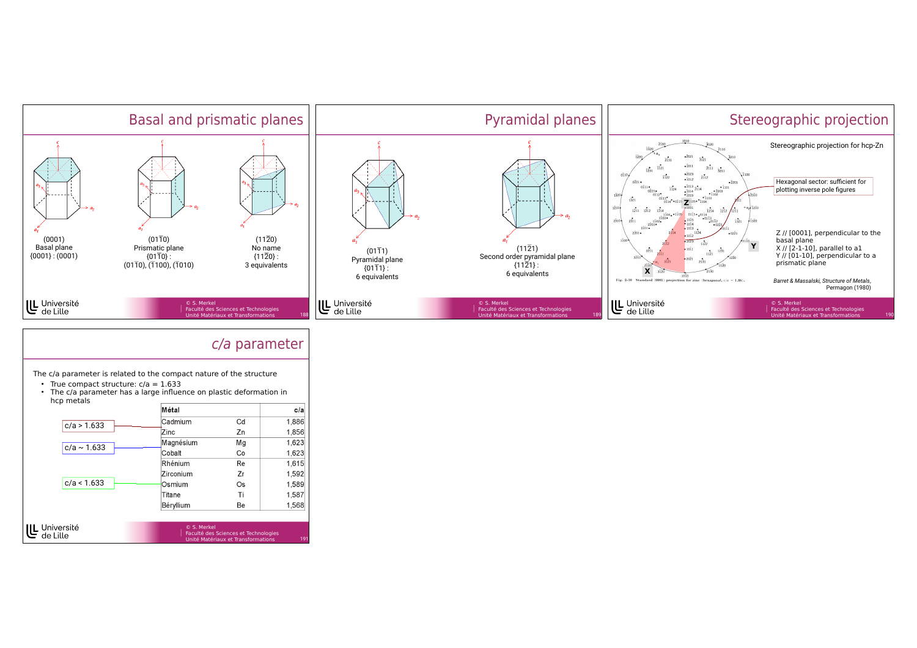## Basal and prismatic planes

(0001)
Basal plane
{0001} : (0001)

(01$\bar{1}$0)
Prismatic plane
{01$\bar{1}$0} :
(01$\bar{1}$0), ($\bar{1}$100), ($\bar{1}$010)

(11$\bar{2}$0)
No name
{11$\bar{2}$0} :
3 equivalents

## Pyramidal planes

(01$\bar{1}$1)
Pyramidal plane
{01$\bar{1}$1} :
6 equivalents

(11$\bar{2}$1)
Second order pyramidal plane
{11$\bar{2}$1} :
6 equivalents

## Stereographic projection

Stereographic projection for hcp-Zn

Hexagonal sector: sufficient for plotting inverse pole figures

Z // [0001], perpendicular to the basal plane
X // [2-1-10], parallel to a1
Y // [01-10], perpendicular to a prismatic plane

Fig. 2-10 Standard (0001) projection for zinc (hexagonal, c/a = 1.86).

*Barret & Massalski, Structure of Metals,* Permagon (1980)

## *c/a* parameter

The c/a parameter is related to the compact nature of the structure

- True compact structure: c/a = 1.633
- The c/a parameter has a large influence on plastic deformation in hcp metals

| | Métal | | c/a |
|---|---|---|---|
| c/a > 1.633 | Cadmium | Cd | 1,886 |
| | Zinc | Zn | 1,856 |
| c/a ~ 1.633 | Magnésium | Mg | 1,623 |
| | Cobalt | Co | 1,623 |
| | Rhénium | Re | 1,615 |
| | Zirconium | Zr | 1,592 |
| c/a < 1.633 | Osmium | Os | 1,589 |
| | Titane | Ti | 1,587 |
| | Béryllium | Be | 1,568 |